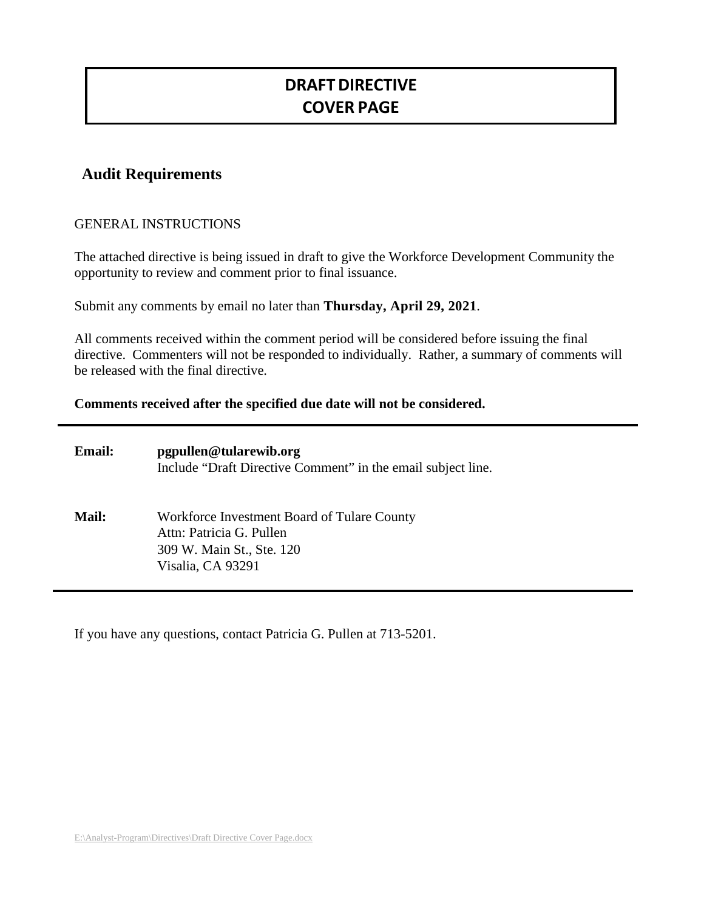# DRAFT DIRECTIVE
# COVER PAGE

## Audit Requirements

GENERAL INSTRUCTIONS

The attached directive is being issued in draft to give the Workforce Development Community the opportunity to review and comment prior to final issuance.

Submit any comments by email no later than **Thursday, April 29, 2021**.

All comments received within the comment period will be considered before issuing the final directive. Commenters will not be responded to individually. Rather, a summary of comments will be released with the final directive.

**Comments received after the specified due date will not be considered.**

---

**Email:** **pgpullen@tularewib.org**
Include "Draft Directive Comment" in the email subject line.

**Mail:** Workforce Investment Board of Tulare County
Attn: Patricia G. Pullen
309 W. Main St., Ste. 120
Visalia, CA 93291

---

If you have any questions, contact Patricia G. Pullen at 713-5201.

E:\Analyst-Program\Directives\Draft Directive Cover Page.docx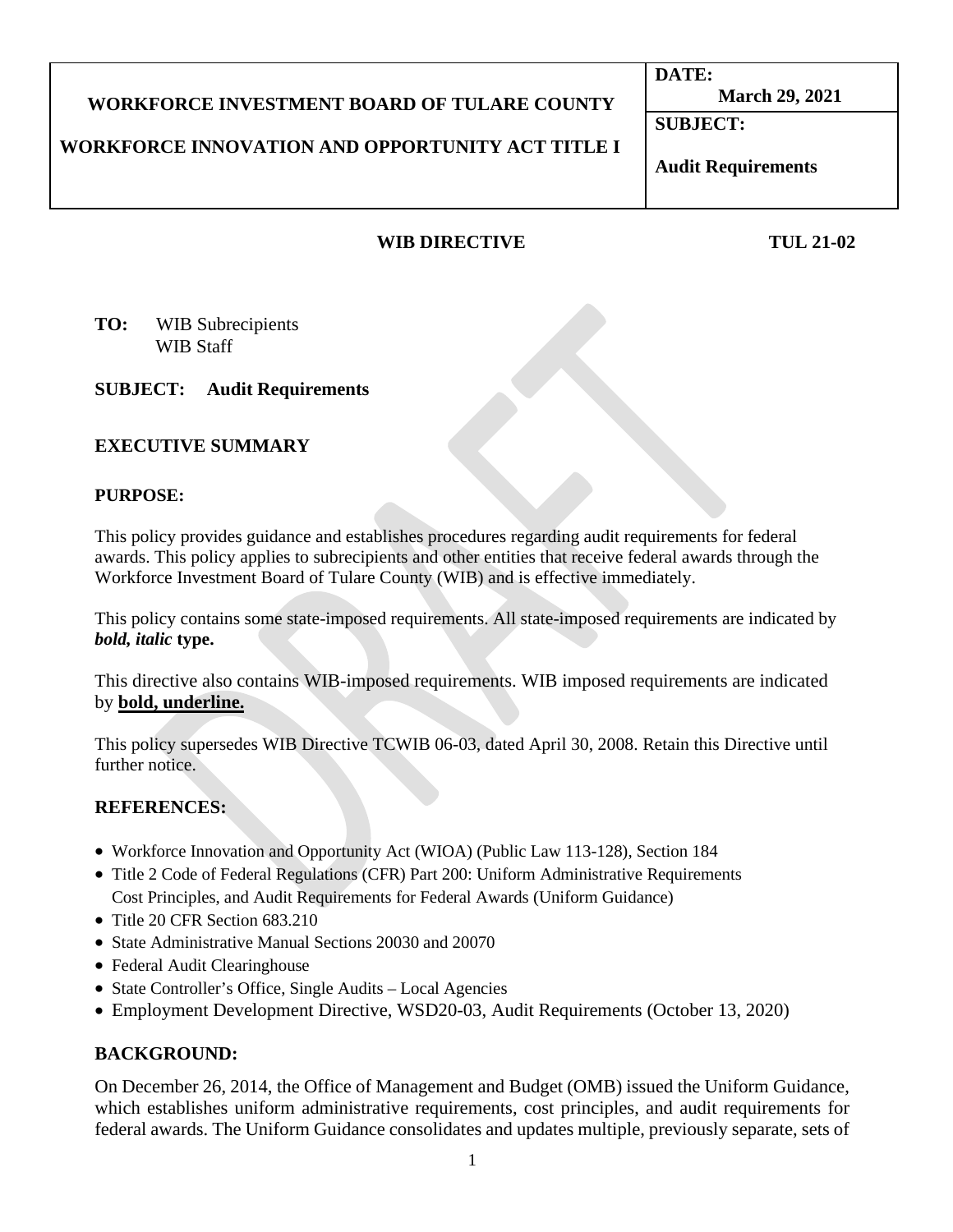| WORKFORCE INVESTMENT BOARD OF TULARE COUNTY<br><br>WORKFORCE INNOVATION AND OPPORTUNITY ACT TITLE I | **DATE:** March 29, 2021 |
| --- | --- |
| | **SUBJECT:** Audit Requirements |

**WIB DIRECTIVE** **TUL 21-02**

**TO:** WIB Subrecipients
WIB Staff

**SUBJECT: Audit Requirements**

## EXECUTIVE SUMMARY

### PURPOSE:

This policy provides guidance and establishes procedures regarding audit requirements for federal awards. This policy applies to subrecipients and other entities that receive federal awards through the Workforce Investment Board of Tulare County (WIB) and is effective immediately.

This policy contains some state-imposed requirements. All state-imposed requirements are indicated by ***bold, italic*** **type.**

This directive also contains WIB-imposed requirements. WIB imposed requirements are indicated by <u>**bold, underline.**</u>

This policy supersedes WIB Directive TCWIB 06-03, dated April 30, 2008. Retain this Directive until further notice.

### REFERENCES:

- Workforce Innovation and Opportunity Act (WIOA) (Public Law 113-128), Section 184
- Title 2 Code of Federal Regulations (CFR) Part 200: Uniform Administrative Requirements Cost Principles, and Audit Requirements for Federal Awards (Uniform Guidance)
- Title 20 CFR Section 683.210
- State Administrative Manual Sections 20030 and 20070
- Federal Audit Clearinghouse
- State Controller's Office, Single Audits – Local Agencies
- Employment Development Directive, WSD20-03, Audit Requirements (October 13, 2020)

### BACKGROUND:

On December 26, 2014, the Office of Management and Budget (OMB) issued the Uniform Guidance, which establishes uniform administrative requirements, cost principles, and audit requirements for federal awards. The Uniform Guidance consolidates and updates multiple, previously separate, sets of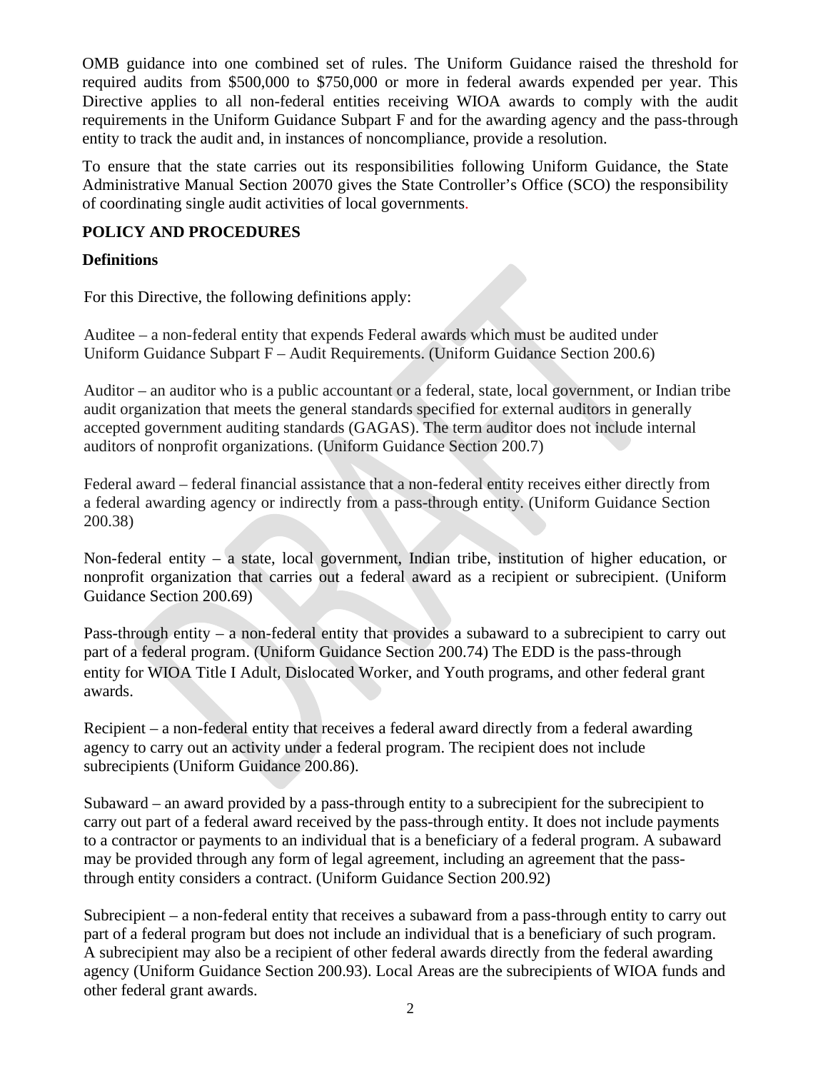OMB guidance into one combined set of rules. The Uniform Guidance raised the threshold for required audits from $500,000 to $750,000 or more in federal awards expended per year. This Directive applies to all non-federal entities receiving WIOA awards to comply with the audit requirements in the Uniform Guidance Subpart F and for the awarding agency and the pass-through entity to track the audit and, in instances of noncompliance, provide a resolution.

To ensure that the state carries out its responsibilities following Uniform Guidance, the State Administrative Manual Section 20070 gives the State Controller's Office (SCO) the responsibility of coordinating single audit activities of local governments.

## POLICY AND PROCEDURES

### Definitions

For this Directive, the following definitions apply:

Auditee – a non-federal entity that expends Federal awards which must be audited under Uniform Guidance Subpart F – Audit Requirements. (Uniform Guidance Section 200.6)

Auditor – an auditor who is a public accountant or a federal, state, local government, or Indian tribe audit organization that meets the general standards specified for external auditors in generally accepted government auditing standards (GAGAS). The term auditor does not include internal auditors of nonprofit organizations. (Uniform Guidance Section 200.7)

Federal award – federal financial assistance that a non-federal entity receives either directly from a federal awarding agency or indirectly from a pass-through entity. (Uniform Guidance Section 200.38)

Non-federal entity – a state, local government, Indian tribe, institution of higher education, or nonprofit organization that carries out a federal award as a recipient or subrecipient. (Uniform Guidance Section 200.69)

Pass-through entity – a non-federal entity that provides a subaward to a subrecipient to carry out part of a federal program. (Uniform Guidance Section 200.74) The EDD is the pass-through entity for WIOA Title I Adult, Dislocated Worker, and Youth programs, and other federal grant awards.

Recipient – a non-federal entity that receives a federal award directly from a federal awarding agency to carry out an activity under a federal program. The recipient does not include subrecipients (Uniform Guidance 200.86).

Subaward – an award provided by a pass-through entity to a subrecipient for the subrecipient to carry out part of a federal award received by the pass-through entity. It does not include payments to a contractor or payments to an individual that is a beneficiary of a federal program. A subaward may be provided through any form of legal agreement, including an agreement that the pass-through entity considers a contract. (Uniform Guidance Section 200.92)

Subrecipient – a non-federal entity that receives a subaward from a pass-through entity to carry out part of a federal program but does not include an individual that is a beneficiary of such program. A subrecipient may also be a recipient of other federal awards directly from the federal awarding agency (Uniform Guidance Section 200.93). Local Areas are the subrecipients of WIOA funds and other federal grant awards.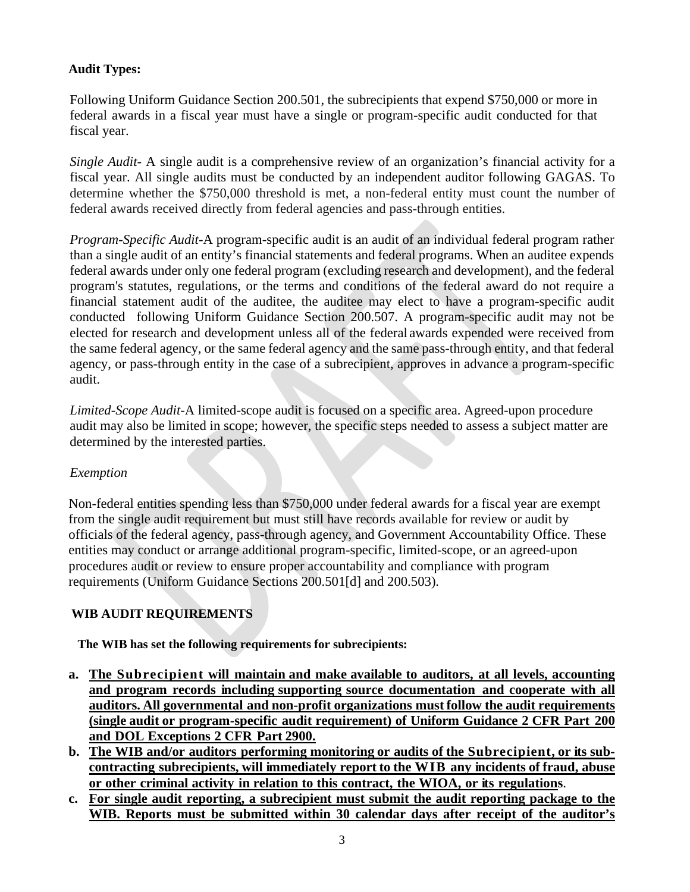**Audit Types:**

Following Uniform Guidance Section 200.501, the subrecipients that expend $750,000 or more in federal awards in a fiscal year must have a single or program-specific audit conducted for that fiscal year.

*Single Audit*- A single audit is a comprehensive review of an organization's financial activity for a fiscal year. All single audits must be conducted by an independent auditor following GAGAS. To determine whether the $750,000 threshold is met, a non-federal entity must count the number of federal awards received directly from federal agencies and pass-through entities.

*Program-Specific Audit*-A program-specific audit is an audit of an individual federal program rather than a single audit of an entity's financial statements and federal programs. When an auditee expends federal awards under only one federal program (excluding research and development), and the federal program's statutes, regulations, or the terms and conditions of the federal award do not require a financial statement audit of the auditee, the auditee may elect to have a program-specific audit conducted following Uniform Guidance Section 200.507. A program-specific audit may not be elected for research and development unless all of the federal awards expended were received from the same federal agency, or the same federal agency and the same pass-through entity, and that federal agency, or pass-through entity in the case of a subrecipient, approves in advance a program-specific audit.

*Limited-Scope Audit*-A limited-scope audit is focused on a specific area. Agreed-upon procedure audit may also be limited in scope; however, the specific steps needed to assess a subject matter are determined by the interested parties.

*Exemption*

Non-federal entities spending less than $750,000 under federal awards for a fiscal year are exempt from the single audit requirement but must still have records available for review or audit by officials of the federal agency, pass-through agency, and Government Accountability Office. These entities may conduct or arrange additional program-specific, limited-scope, or an agreed-upon procedures audit or review to ensure proper accountability and compliance with program requirements (Uniform Guidance Sections 200.501[d] and 200.503).

**WIB AUDIT REQUIREMENTS**

**The WIB has set the following requirements for subrecipients:**

a. **The Subrecipient will maintain and make available to auditors, at all levels, accounting and program records including supporting source documentation and cooperate with all auditors. All governmental and non-profit organizations must follow the audit requirements (single audit or program-specific audit requirement) of Uniform Guidance 2 CFR Part 200 and DOL Exceptions 2 CFR Part 2900.**
b. **The WIB and/or auditors performing monitoring or audits of the Subrecipient, or its sub-contracting subrecipients, will immediately report to the WIB any incidents of fraud, abuse or other criminal activity in relation to this contract, the WIOA, or its regulations**.
c. **For single audit reporting, a subrecipient must submit the audit reporting package to the WIB. Reports must be submitted within 30 calendar days after receipt of the auditor's**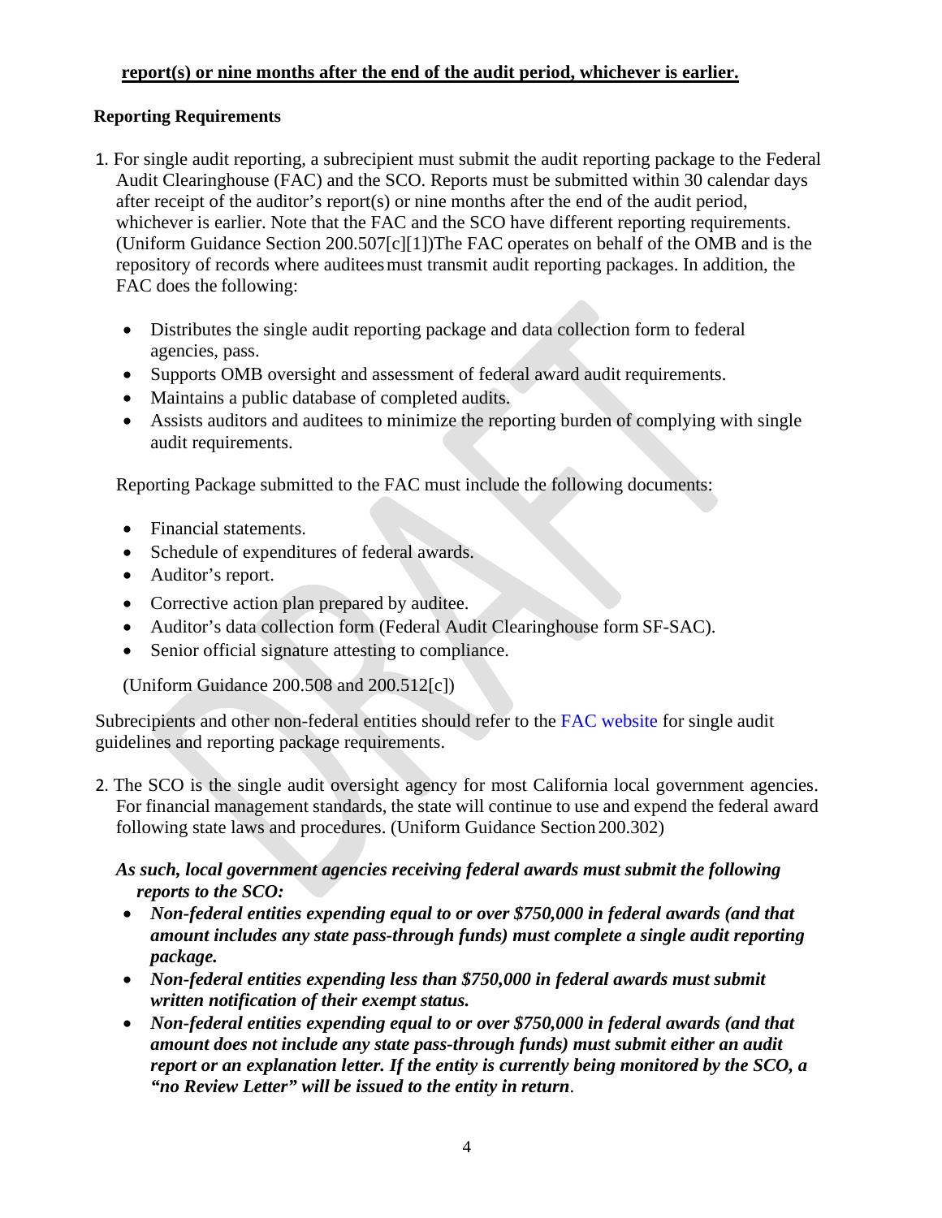**<u>report(s) or nine months after the end of the audit period, whichever is earlier.</u>**

**Reporting Requirements**

1. For single audit reporting, a subrecipient must submit the audit reporting package to the Federal Audit Clearinghouse (FAC) and the SCO. Reports must be submitted within 30 calendar days after receipt of the auditor's report(s) or nine months after the end of the audit period, whichever is earlier. Note that the FAC and the SCO have different reporting requirements. (Uniform Guidance Section 200.507[c][1])The FAC operates on behalf of the OMB and is the repository of records where auditees must transmit audit reporting packages. In addition, the FAC does the following:

   - Distributes the single audit reporting package and data collection form to federal agencies, pass.
   - Supports OMB oversight and assessment of federal award audit requirements.
   - Maintains a public database of completed audits.
   - Assists auditors and auditees to minimize the reporting burden of complying with single audit requirements.

   Reporting Package submitted to the FAC must include the following documents:

   - Financial statements.
   - Schedule of expenditures of federal awards.
   - Auditor's report.
   - Corrective action plan prepared by auditee.
   - Auditor's data collection form (Federal Audit Clearinghouse form SF-SAC).
   - Senior official signature attesting to compliance.

   (Uniform Guidance 200.508 and 200.512[c])

Subrecipients and other non-federal entities should refer to the FAC website for single audit guidelines and reporting package requirements.

2. The SCO is the single audit oversight agency for most California local government agencies. For financial management standards, the state will continue to use and expend the federal award following state laws and procedures. (Uniform Guidance Section 200.302)

   ***As such, local government agencies receiving federal awards must submit the following reports to the SCO:***

   - ***Non-federal entities expending equal to or over $750,000 in federal awards (and that amount includes any state pass-through funds) must complete a single audit reporting package.***
   - ***Non-federal entities expending less than $750,000 in federal awards must submit written notification of their exempt status.***
   - ***Non-federal entities expending equal to or over $750,000 in federal awards (and that amount does not include any state pass-through funds) must submit either an audit report or an explanation letter. If the entity is currently being monitored by the SCO, a "no Review Letter" will be issued to the entity in return.***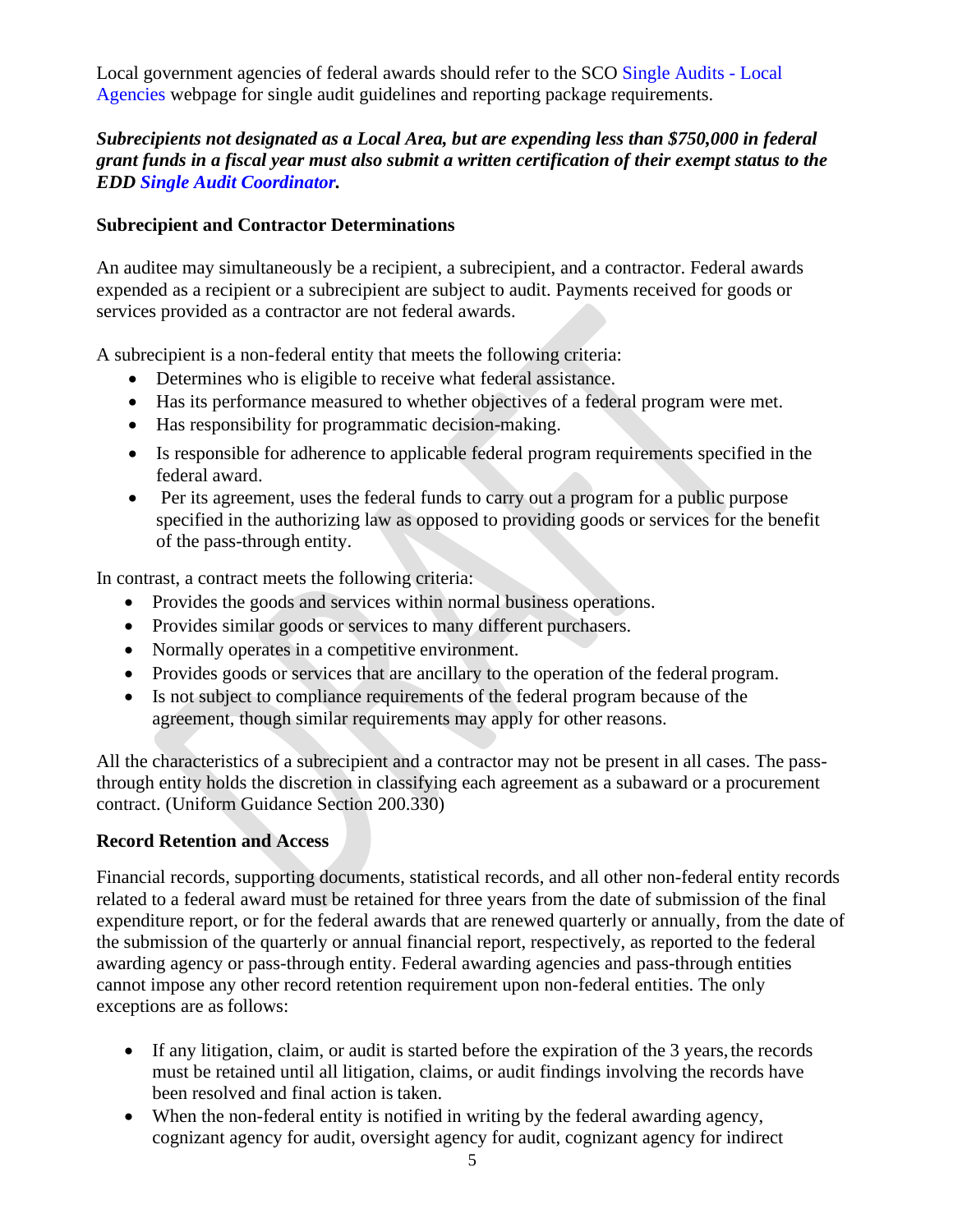Local government agencies of federal awards should refer to the SCO Single Audits - Local Agencies webpage for single audit guidelines and reporting package requirements.

***Subrecipients not designated as a Local Area, but are expending less than $750,000 in federal grant funds in a fiscal year must also submit a written certification of their exempt status to the EDD Single Audit Coordinator.***

**Subrecipient and Contractor Determinations**

An auditee may simultaneously be a recipient, a subrecipient, and a contractor. Federal awards expended as a recipient or a subrecipient are subject to audit. Payments received for goods or services provided as a contractor are not federal awards.

A subrecipient is a non-federal entity that meets the following criteria:

- Determines who is eligible to receive what federal assistance.
- Has its performance measured to whether objectives of a federal program were met.
- Has responsibility for programmatic decision-making.
- Is responsible for adherence to applicable federal program requirements specified in the federal award.
- Per its agreement, uses the federal funds to carry out a program for a public purpose specified in the authorizing law as opposed to providing goods or services for the benefit of the pass-through entity.

In contrast, a contract meets the following criteria:

- Provides the goods and services within normal business operations.
- Provides similar goods or services to many different purchasers.
- Normally operates in a competitive environment.
- Provides goods or services that are ancillary to the operation of the federal program.
- Is not subject to compliance requirements of the federal program because of the agreement, though similar requirements may apply for other reasons.

All the characteristics of a subrecipient and a contractor may not be present in all cases. The pass-through entity holds the discretion in classifying each agreement as a subaward or a procurement contract. (Uniform Guidance Section 200.330)

**Record Retention and Access**

Financial records, supporting documents, statistical records, and all other non-federal entity records related to a federal award must be retained for three years from the date of submission of the final expenditure report, or for the federal awards that are renewed quarterly or annually, from the date of the submission of the quarterly or annual financial report, respectively, as reported to the federal awarding agency or pass-through entity. Federal awarding agencies and pass-through entities cannot impose any other record retention requirement upon non-federal entities. The only exceptions are as follows:

- If any litigation, claim, or audit is started before the expiration of the 3 years, the records must be retained until all litigation, claims, or audit findings involving the records have been resolved and final action is taken.
- When the non-federal entity is notified in writing by the federal awarding agency, cognizant agency for audit, oversight agency for audit, cognizant agency for indirect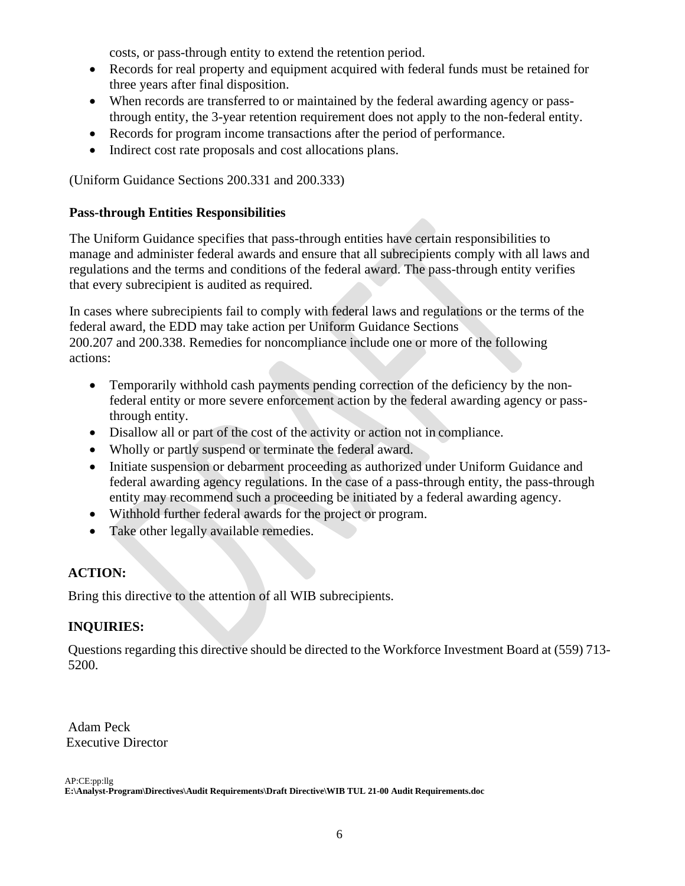costs, or pass-through entity to extend the retention period.

- Records for real property and equipment acquired with federal funds must be retained for three years after final disposition.
- When records are transferred to or maintained by the federal awarding agency or pass-through entity, the 3-year retention requirement does not apply to the non-federal entity.
- Records for program income transactions after the period of performance.
- Indirect cost rate proposals and cost allocations plans.

(Uniform Guidance Sections 200.331 and 200.333)

**Pass-through Entities Responsibilities**

The Uniform Guidance specifies that pass-through entities have certain responsibilities to manage and administer federal awards and ensure that all subrecipients comply with all laws and regulations and the terms and conditions of the federal award. The pass-through entity verifies that every subrecipient is audited as required.

In cases where subrecipients fail to comply with federal laws and regulations or the terms of the federal award, the EDD may take action per Uniform Guidance Sections 200.207 and 200.338. Remedies for noncompliance include one or more of the following actions:

- Temporarily withhold cash payments pending correction of the deficiency by the non-federal entity or more severe enforcement action by the federal awarding agency or pass-through entity.
- Disallow all or part of the cost of the activity or action not in compliance.
- Wholly or partly suspend or terminate the federal award.
- Initiate suspension or debarment proceeding as authorized under Uniform Guidance and federal awarding agency regulations. In the case of a pass-through entity, the pass-through entity may recommend such a proceeding be initiated by a federal awarding agency.
- Withhold further federal awards for the project or program.
- Take other legally available remedies.

## ACTION:

Bring this directive to the attention of all WIB subrecipients.

## INQUIRIES:

Questions regarding this directive should be directed to the Workforce Investment Board at (559) 713-5200.

Adam Peck
Executive Director

AP:CE:pp:llg
**E:\Analyst-Program\Directives\Audit Requirements\Draft Directive\WIB TUL 21-00 Audit Requirements.doc**